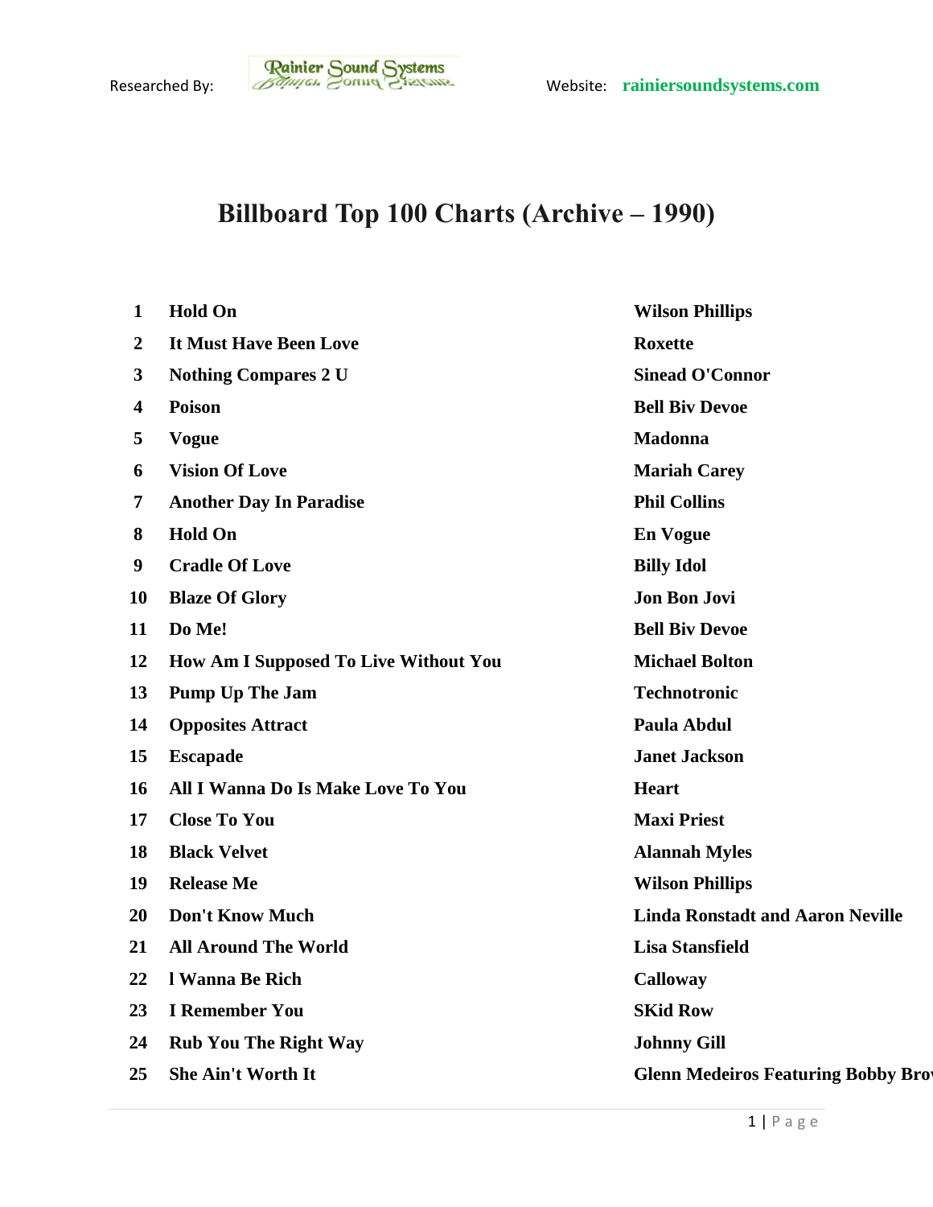Researched By: Rainier Sound Systems Website: rainiersoundsystems.com

# Billboard Top 100 Charts (Archive – 1990)

| | | |
|---|---|---|
| 1 | Hold On | Wilson Phillips |
| 2 | It Must Have Been Love | Roxette |
| 3 | Nothing Compares 2 U | Sinead O'Connor |
| 4 | Poison | Bell Biv Devoe |
| 5 | Vogue | Madonna |
| 6 | Vision Of Love | Mariah Carey |
| 7 | Another Day In Paradise | Phil Collins |
| 8 | Hold On | En Vogue |
| 9 | Cradle Of Love | Billy Idol |
| 10 | Blaze Of Glory | Jon Bon Jovi |
| 11 | Do Me! | Bell Biv Devoe |
| 12 | How Am I Supposed To Live Without You | Michael Bolton |
| 13 | Pump Up The Jam | Technotronic |
| 14 | Opposites Attract | Paula Abdul |
| 15 | Escapade | Janet Jackson |
| 16 | All I Wanna Do Is Make Love To You | Heart |
| 17 | Close To You | Maxi Priest |
| 18 | Black Velvet | Alannah Myles |
| 19 | Release Me | Wilson Phillips |
| 20 | Don't Know Much | Linda Ronstadt and Aaron Neville |
| 21 | All Around The World | Lisa Stansfield |
| 22 | l Wanna Be Rich | Calloway |
| 23 | I Remember You | SKid Row |
| 24 | Rub You The Right Way | Johnny Gill |
| 25 | She Ain't Worth It | Glenn Medeiros Featuring Bobby Brov |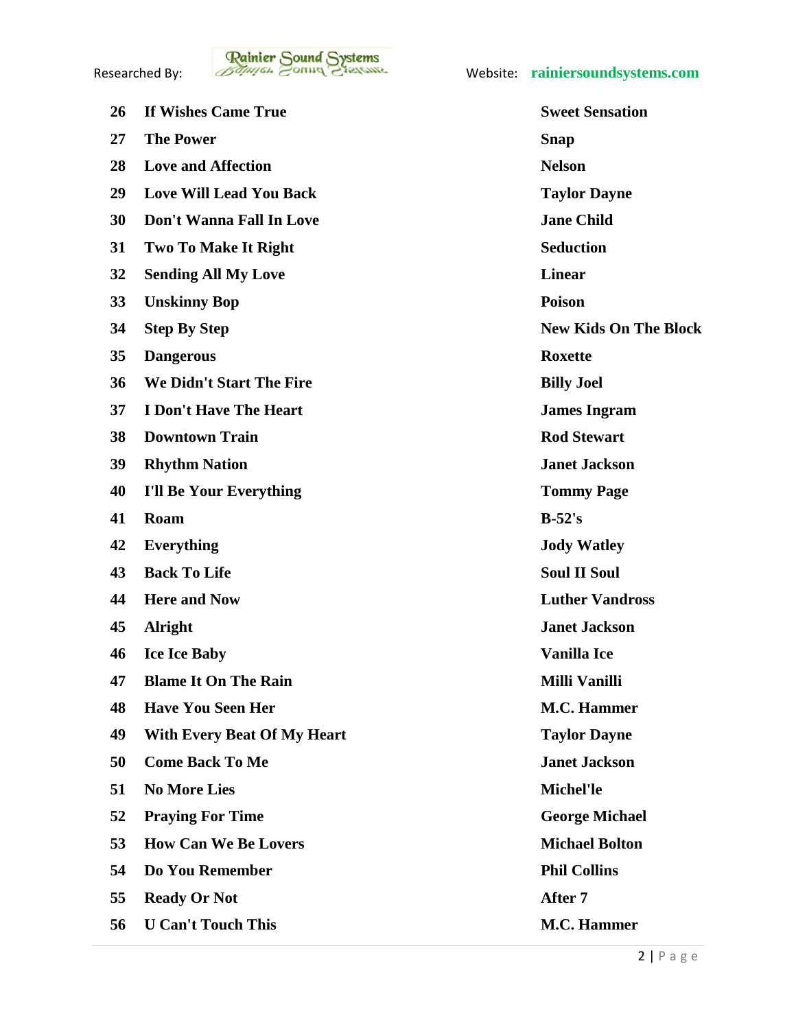| | | |
|---|---|---|
| 26 | If Wishes Came True | Sweet Sensation |
| 27 | The Power | Snap |
| 28 | Love and Affection | Nelson |
| 29 | Love Will Lead You Back | Taylor Dayne |
| 30 | Don't Wanna Fall In Love | Jane Child |
| 31 | Two To Make It Right | Seduction |
| 32 | Sending All My Love | Linear |
| 33 | Unskinny Bop | Poison |
| 34 | Step By Step | New Kids On The Block |
| 35 | Dangerous | Roxette |
| 36 | We Didn't Start The Fire | Billy Joel |
| 37 | I Don't Have The Heart | James Ingram |
| 38 | Downtown Train | Rod Stewart |
| 39 | Rhythm Nation | Janet Jackson |
| 40 | I'll Be Your Everything | Tommy Page |
| 41 | Roam | B-52's |
| 42 | Everything | Jody Watley |
| 43 | Back To Life | Soul II Soul |
| 44 | Here and Now | Luther Vandross |
| 45 | Alright | Janet Jackson |
| 46 | Ice Ice Baby | Vanilla Ice |
| 47 | Blame It On The Rain | Milli Vanilli |
| 48 | Have You Seen Her | M.C. Hammer |
| 49 | With Every Beat Of My Heart | Taylor Dayne |
| 50 | Come Back To Me | Janet Jackson |
| 51 | No More Lies | Michel'le |
| 52 | Praying For Time | George Michael |
| 53 | How Can We Be Lovers | Michael Bolton |
| 54 | Do You Remember | Phil Collins |
| 55 | Ready Or Not | After 7 |
| 56 | U Can't Touch This | M.C. Hammer |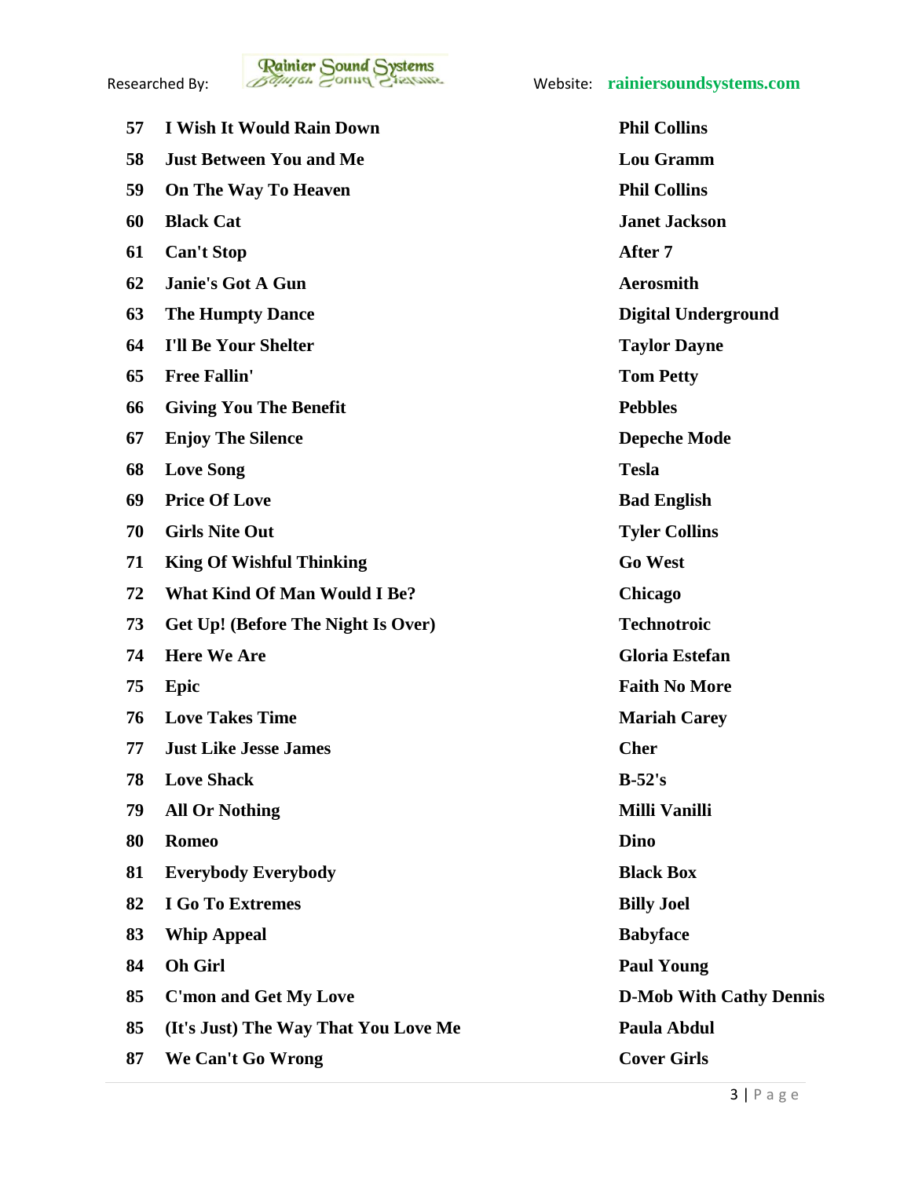| | | |
|---|---|---|
| **57** | **I Wish It Would Rain Down** | **Phil Collins** |
| **58** | **Just Between You and Me** | **Lou Gramm** |
| **59** | **On The Way To Heaven** | **Phil Collins** |
| **60** | **Black Cat** | **Janet Jackson** |
| **61** | **Can't Stop** | **After 7** |
| **62** | **Janie's Got A Gun** | **Aerosmith** |
| **63** | **The Humpty Dance** | **Digital Underground** |
| **64** | **I'll Be Your Shelter** | **Taylor Dayne** |
| **65** | **Free Fallin'** | **Tom Petty** |
| **66** | **Giving You The Benefit** | **Pebbles** |
| **67** | **Enjoy The Silence** | **Depeche Mode** |
| **68** | **Love Song** | **Tesla** |
| **69** | **Price Of Love** | **Bad English** |
| **70** | **Girls Nite Out** | **Tyler Collins** |
| **71** | **King Of Wishful Thinking** | **Go West** |
| **72** | **What Kind Of Man Would I Be?** | **Chicago** |
| **73** | **Get Up! (Before The Night Is Over)** | **Technotroic** |
| **74** | **Here We Are** | **Gloria Estefan** |
| **75** | **Epic** | **Faith No More** |
| **76** | **Love Takes Time** | **Mariah Carey** |
| **77** | **Just Like Jesse James** | **Cher** |
| **78** | **Love Shack** | **B-52's** |
| **79** | **All Or Nothing** | **Milli Vanilli** |
| **80** | **Romeo** | **Dino** |
| **81** | **Everybody Everybody** | **Black Box** |
| **82** | **I Go To Extremes** | **Billy Joel** |
| **83** | **Whip Appeal** | **Babyface** |
| **84** | **Oh Girl** | **Paul Young** |
| **85** | **C'mon and Get My Love** | **D-Mob With Cathy Dennis** |
| **85** | **(It's Just) The Way That You Love Me** | **Paula Abdul** |
| **87** | **We Can't Go Wrong** | **Cover Girls** |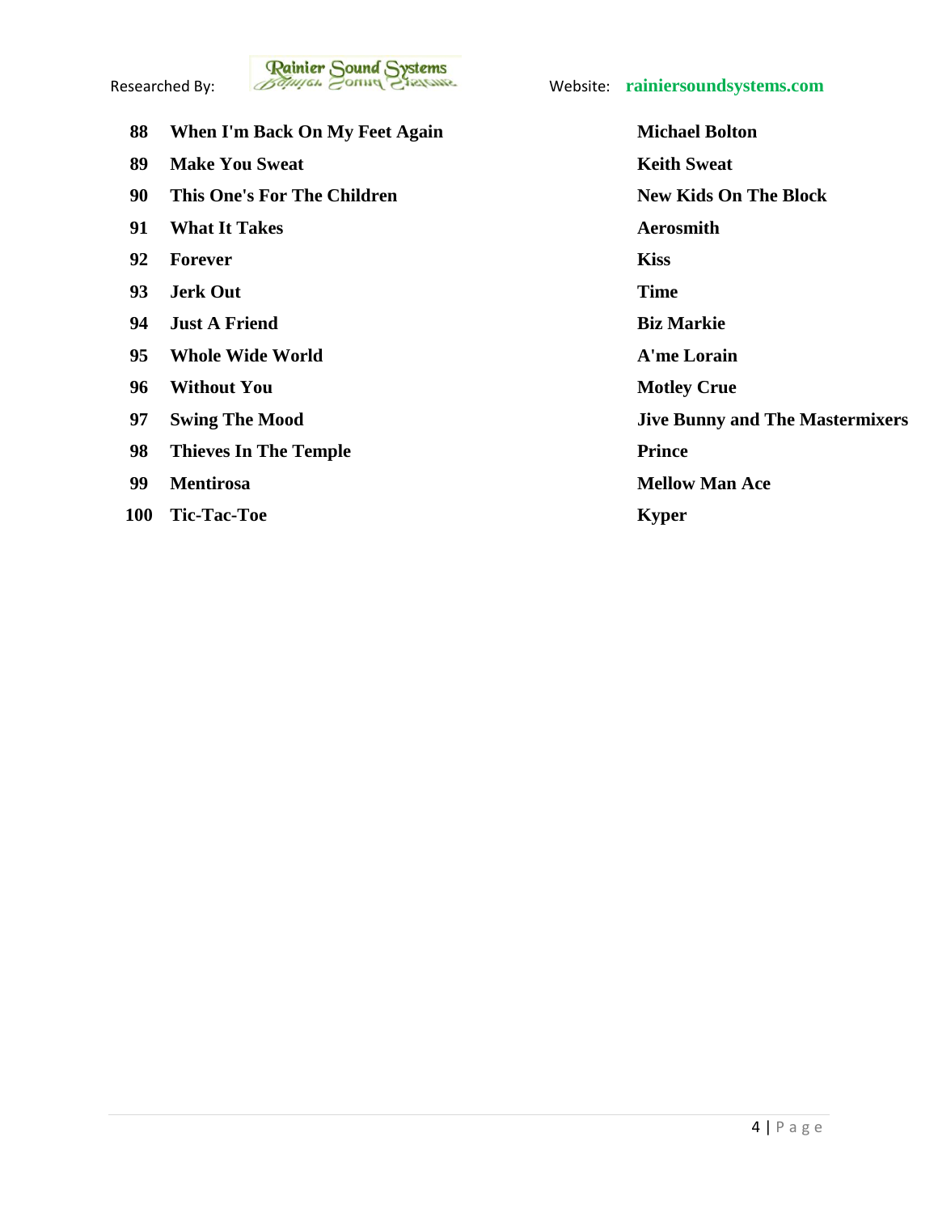| | | |
|---|---|---|
| 88 | When I'm Back On My Feet Again | Michael Bolton |
| 89 | Make You Sweat | Keith Sweat |
| 90 | This One's For The Children | New Kids On The Block |
| 91 | What It Takes | Aerosmith |
| 92 | Forever | Kiss |
| 93 | Jerk Out | Time |
| 94 | Just A Friend | Biz Markie |
| 95 | Whole Wide World | A'me Lorain |
| 96 | Without You | Motley Crue |
| 97 | Swing The Mood | Jive Bunny and The Mastermixers |
| 98 | Thieves In The Temple | Prince |
| 99 | Mentirosa | Mellow Man Ace |
| 100 | Tic-Tac-Toe | Kyper |